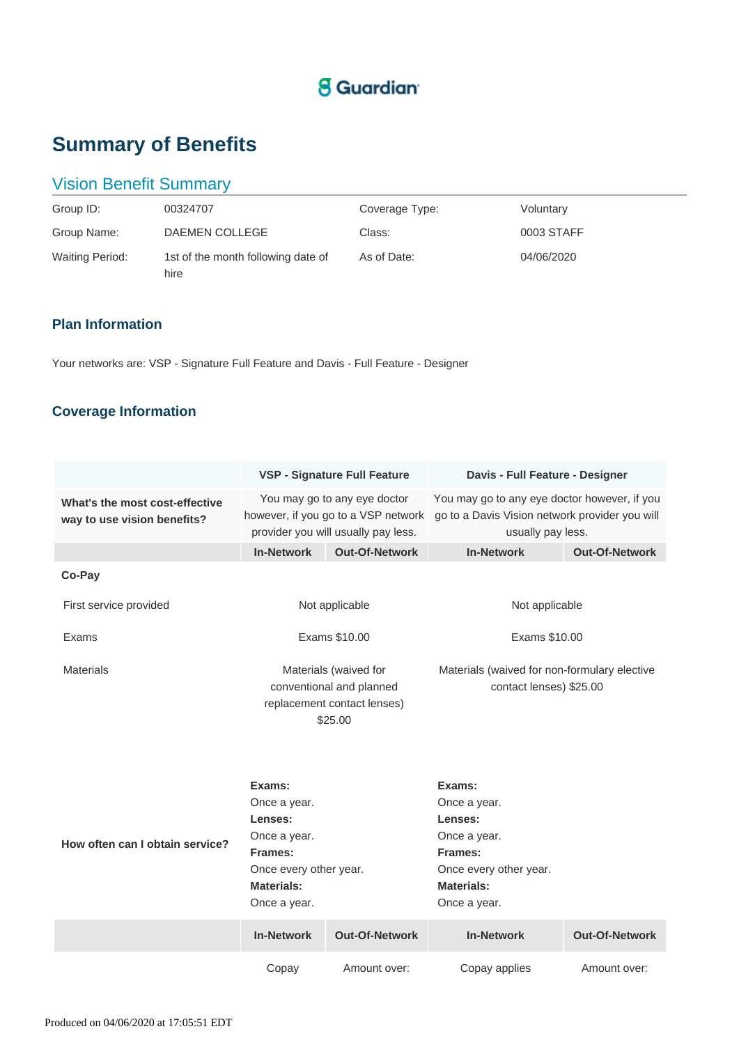Guardian

# Summary of Benefits

## Vision Benefit Summary

| | | | |
|---|---|---|---|
| Group ID: | 00324707 | Coverage Type: | Voluntary |
| Group Name: | DAEMEN COLLEGE | Class: | 0003 STAFF |
| Waiting Period: | 1st of the month following date of hire | As of Date: | 04/06/2020 |

### Plan Information

Your networks are: VSP - Signature Full Feature and Davis - Full Feature - Designer

### Coverage Information

| | VSP - Signature Full Feature | | Davis - Full Feature - Designer | |
|---|---|---|---|---|
| **What's the most cost-effective way to use vision benefits?** | You may go to any eye doctor however, if you go to a VSP network provider you will usually pay less. | | You may go to any eye doctor however, if you go to a Davis Vision network provider you will usually pay less. | |
| | **In-Network** | **Out-Of-Network** | **In-Network** | **Out-Of-Network** |
| **Co-Pay** | | | | |
| First service provided | Not applicable | | Not applicable | |
| Exams | Exams $10.00 | | Exams $10.00 | |
| Materials | Materials (waived for conventional and planned replacement contact lenses) $25.00 | | Materials (waived for non-formulary elective contact lenses) $25.00 | |
| **How often can I obtain service?** | **Exams:** Once a year. **Lenses:** Once a year. **Frames:** Once every other year. **Materials:** Once a year. | | **Exams:** Once a year. **Lenses:** Once a year. **Frames:** Once every other year. **Materials:** Once a year. | |
| | **In-Network** | **Out-Of-Network** | **In-Network** | **Out-Of-Network** |
| | Copay | Amount over: | Copay applies | Amount over: |

Produced on 04/06/2020 at 17:05:51 EDT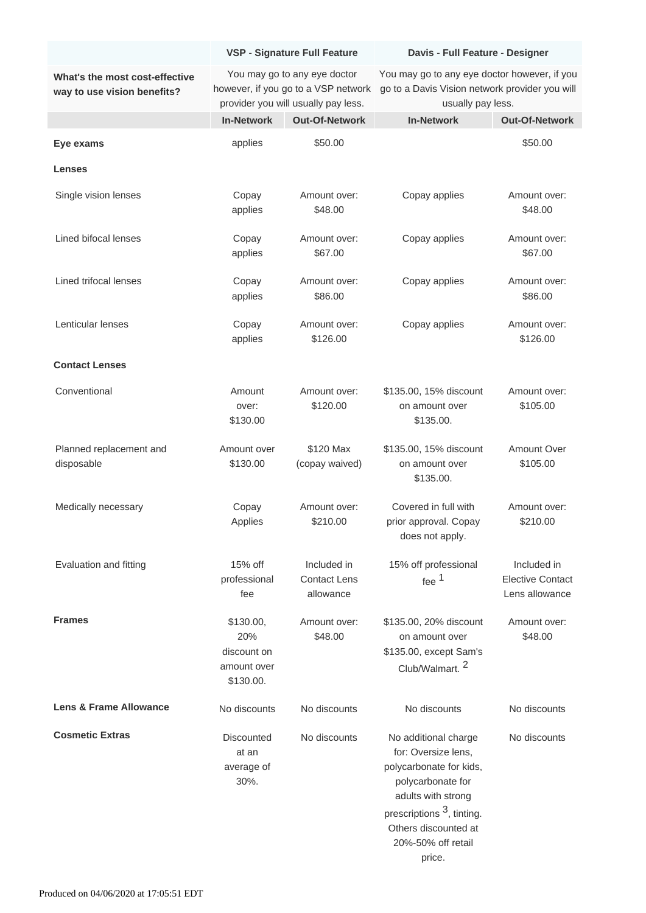| | VSP - Signature Full Feature | | Davis - Full Feature - Designer | |
|---|---|---|---|---|
| **What's the most cost-effective way to use vision benefits?** | You may go to any eye doctor however, if you go to a VSP network provider you will usually pay less. | | You may go to any eye doctor however, if you go to a Davis Vision network provider you will usually pay less. | |
| | **In-Network** | **Out-Of-Network** | **In-Network** | **Out-Of-Network** |
| **Eye exams** | applies | $50.00 | | $50.00 |
| **Lenses** | | | | |
| Single vision lenses | Copay applies | Amount over: $48.00 | Copay applies | Amount over: $48.00 |
| Lined bifocal lenses | Copay applies | Amount over: $67.00 | Copay applies | Amount over: $67.00 |
| Lined trifocal lenses | Copay applies | Amount over: $86.00 | Copay applies | Amount over: $86.00 |
| Lenticular lenses | Copay applies | Amount over: $126.00 | Copay applies | Amount over: $126.00 |
| **Contact Lenses** | | | | |
| Conventional | Amount over: $130.00 | Amount over: $120.00 | $135.00, 15% discount on amount over $135.00. | Amount over: $105.00 |
| Planned replacement and disposable | Amount over $130.00 | $120 Max (copay waived) | $135.00, 15% discount on amount over $135.00. | Amount Over $105.00 |
| Medically necessary | Copay Applies | Amount over: $210.00 | Covered in full with prior approval. Copay does not apply. | Amount over: $210.00 |
| Evaluation and fitting | 15% off professional fee | Included in Contact Lens allowance | 15% off professional fee [1] | Included in Elective Contact Lens allowance |
| **Frames** | $130.00, 20% discount on amount over $130.00. | Amount over: $48.00 | $135.00, 20% discount on amount over $135.00, except Sam's Club/Walmart. [2] | Amount over: $48.00 |
| **Lens & Frame Allowance** | No discounts | No discounts | No discounts | No discounts |
| **Cosmetic Extras** | Discounted at an average of 30%. | No discounts | No additional charge for: Oversize lens, polycarbonate for kids, polycarbonate for adults with strong prescriptions [3], tinting. Others discounted at 20%-50% off retail price. | No discounts |

Produced on 04/06/2020 at 17:05:51 EDT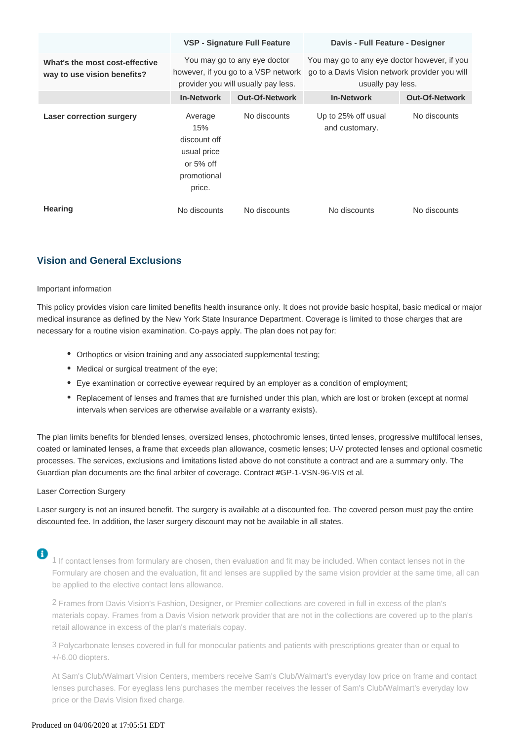| | VSP - Signature Full Feature | | Davis - Full Feature - Designer | |
|---|---|---|---|---|
| **What's the most cost-effective way to use vision benefits?** | You may go to any eye doctor however, if you go to a VSP network provider you will usually pay less. | | You may go to any eye doctor however, if you go to a Davis Vision network provider you will usually pay less. | |
| | **In-Network** | **Out-Of-Network** | **In-Network** | **Out-Of-Network** |
| **Laser correction surgery** | Average 15% discount off usual price or 5% off promotional price. | No discounts | Up to 25% off usual and customary. | No discounts |
| **Hearing** | No discounts | No discounts | No discounts | No discounts |

## Vision and General Exclusions

Important information

This policy provides vision care limited benefits health insurance only. It does not provide basic hospital, basic medical or major medical insurance as defined by the New York State Insurance Department. Coverage is limited to those charges that are necessary for a routine vision examination. Co-pays apply. The plan does not pay for:

- Orthoptics or vision training and any associated supplemental testing;
- Medical or surgical treatment of the eye;
- Eye examination or corrective eyewear required by an employer as a condition of employment;
- Replacement of lenses and frames that are furnished under this plan, which are lost or broken (except at normal intervals when services are otherwise available or a warranty exists).

The plan limits benefits for blended lenses, oversized lenses, photochromic lenses, tinted lenses, progressive multifocal lenses, coated or laminated lenses, a frame that exceeds plan allowance, cosmetic lenses; U-V protected lenses and optional cosmetic processes. The services, exclusions and limitations listed above do not constitute a contract and are a summary only. The Guardian plan documents are the final arbiter of coverage. Contract #GP-1-VSN-96-VIS et al.

Laser Correction Surgery

Laser surgery is not an insured benefit. The surgery is available at a discounted fee. The covered person must pay the entire discounted fee. In addition, the laser surgery discount may not be available in all states.

1 If contact lenses from formulary are chosen, then evaluation and fit may be included. When contact lenses not in the Formulary are chosen and the evaluation, fit and lenses are supplied by the same vision provider at the same time, all can be applied to the elective contact lens allowance.

2 Frames from Davis Vision's Fashion, Designer, or Premier collections are covered in full in excess of the plan's materials copay. Frames from a Davis Vision network provider that are not in the collections are covered up to the plan's retail allowance in excess of the plan's materials copay.

3 Polycarbonate lenses covered in full for monocular patients and patients with prescriptions greater than or equal to +/-6.00 diopters.

At Sam's Club/Walmart Vision Centers, members receive Sam's Club/Walmart's everyday low price on frame and contact lenses purchases. For eyeglass lens purchases the member receives the lesser of Sam's Club/Walmart's everyday low price or the Davis Vision fixed charge.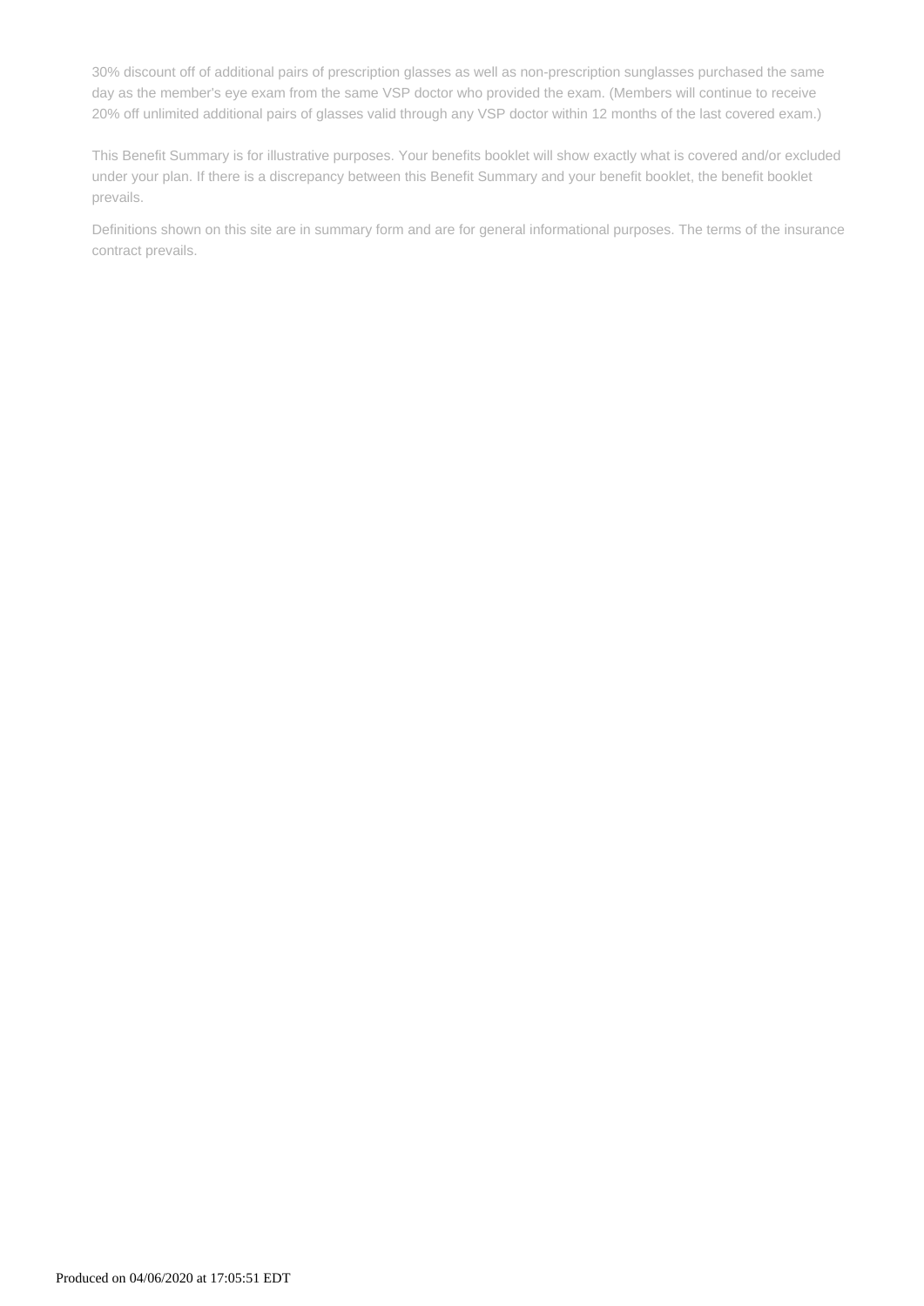30% discount off of additional pairs of prescription glasses as well as non-prescription sunglasses purchased the same day as the member's eye exam from the same VSP doctor who provided the exam. (Members will continue to receive 20% off unlimited additional pairs of glasses valid through any VSP doctor within 12 months of the last covered exam.)

This Benefit Summary is for illustrative purposes. Your benefits booklet will show exactly what is covered and/or excluded under your plan. If there is a discrepancy between this Benefit Summary and your benefit booklet, the benefit booklet prevails.

Definitions shown on this site are in summary form and are for general informational purposes. The terms of the insurance contract prevails.

Produced on 04/06/2020 at 17:05:51 EDT